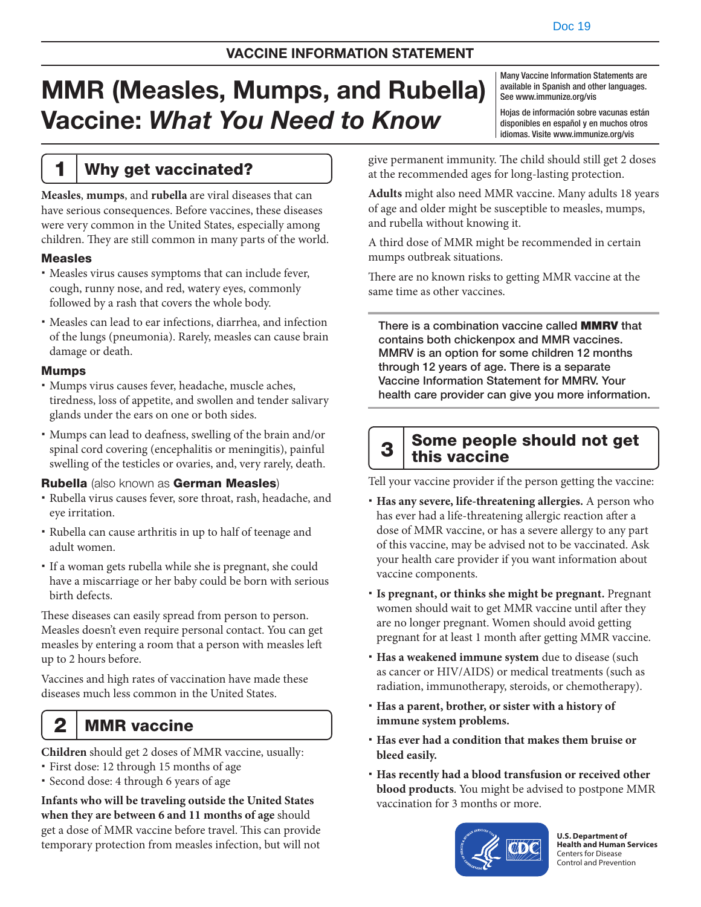## VACCINE INFORMATION STATEMENT

# MMR (Measles, Mumps, and Rubella) Vaccine: *What You Need to Know*

Many Vaccine Information Statements are available in Spanish and other languages. See www.immunize.org/vis

Hojas de información sobre vacunas están disponibles en español y en muchos otros idiomas. Visite www.immunize.org/vis

## 1 Why get vaccinated?

**Measles**, **mumps**, and **rubella** are viral diseases that can have serious consequences. Before vaccines, these diseases were very common in the United States, especially among children. They are still common in many parts of the world.

### Measles

- Measles virus causes symptoms that can include fever, cough, runny nose, and red, watery eyes, commonly followed by a rash that covers the whole body.
- Measles can lead to ear infections, diarrhea, and infection of the lungs (pneumonia). Rarely, measles can cause brain damage or death.

### Mumps

- Mumps virus causes fever, headache, muscle aches, tiredness, loss of appetite, and swollen and tender salivary glands under the ears on one or both sides.
- Mumps can lead to deafness, swelling of the brain and/or spinal cord covering (encephalitis or meningitis), painful swelling of the testicles or ovaries, and, very rarely, death.

### Rubella (also known as German Measles)

- Rubella virus causes fever, sore throat, rash, headache, and eye irritation.
- Rubella can cause arthritis in up to half of teenage and adult women.
- If a woman gets rubella while she is pregnant, she could have a miscarriage or her baby could be born with serious birth defects.

These diseases can easily spread from person to person. Measles doesn't even require personal contact. You can get measles by entering a room that a person with measles left up to 2 hours before.

Vaccines and high rates of vaccination have made these diseases much less common in the United States.

## 2 MMR vaccine

**Children** should get 2 doses of MMR vaccine, usually:

- First dose: 12 through 15 months of age
- Second dose: 4 through 6 years of age

**Infants who will be traveling outside the United States when they are between 6 and 11 months of age** should get a dose of MMR vaccine before travel. This can provide temporary protection from measles infection, but will not give permanent immunity. The child should still get 2 doses at the recommended ages for long-lasting protection.

**Adults** might also need MMR vaccine. Many adults 18 years of age and older might be susceptible to measles, mumps, and rubella without knowing it.

A third dose of MMR might be recommended in certain mumps outbreak situations.

There are no known risks to getting MMR vaccine at the same time as other vaccines.

There is a combination vaccine called **MMRV** that contains both chickenpox and MMR vaccines. MMRV is an option for some children 12 months through 12 years of age. There is a separate Vaccine Information Statement for MMRV. Your health care provider can give you more information.

## 3 Some people should not get this vaccine

Tell your vaccine provider if the person getting the vaccine:

- **Has any severe, life-threatening allergies.** A person who has ever had a life-threatening allergic reaction after a dose of MMR vaccine, or has a severe allergy to any part of this vaccine, may be advised not to be vaccinated. Ask your health care provider if you want information about vaccine components.
- **Is pregnant, or thinks she might be pregnant.** Pregnant women should wait to get MMR vaccine until after they are no longer pregnant. Women should avoid getting pregnant for at least 1 month after getting MMR vaccine.
- **Has a weakened immune system** due to disease (such as cancer or HIV/AIDS) or medical treatments (such as radiation, immunotherapy, steroids, or chemotherapy).
- **Has a parent, brother, or sister with a history of immune system problems.**
- **Has ever had a condition that makes them bruise or bleed easily.**
- **Has recently had a blood transfusion or received other blood products**. You might be advised to postpone MMR vaccination for 3 months or more.

U.S. Department of Health and Human Services
Centers for Disease Control and Prevention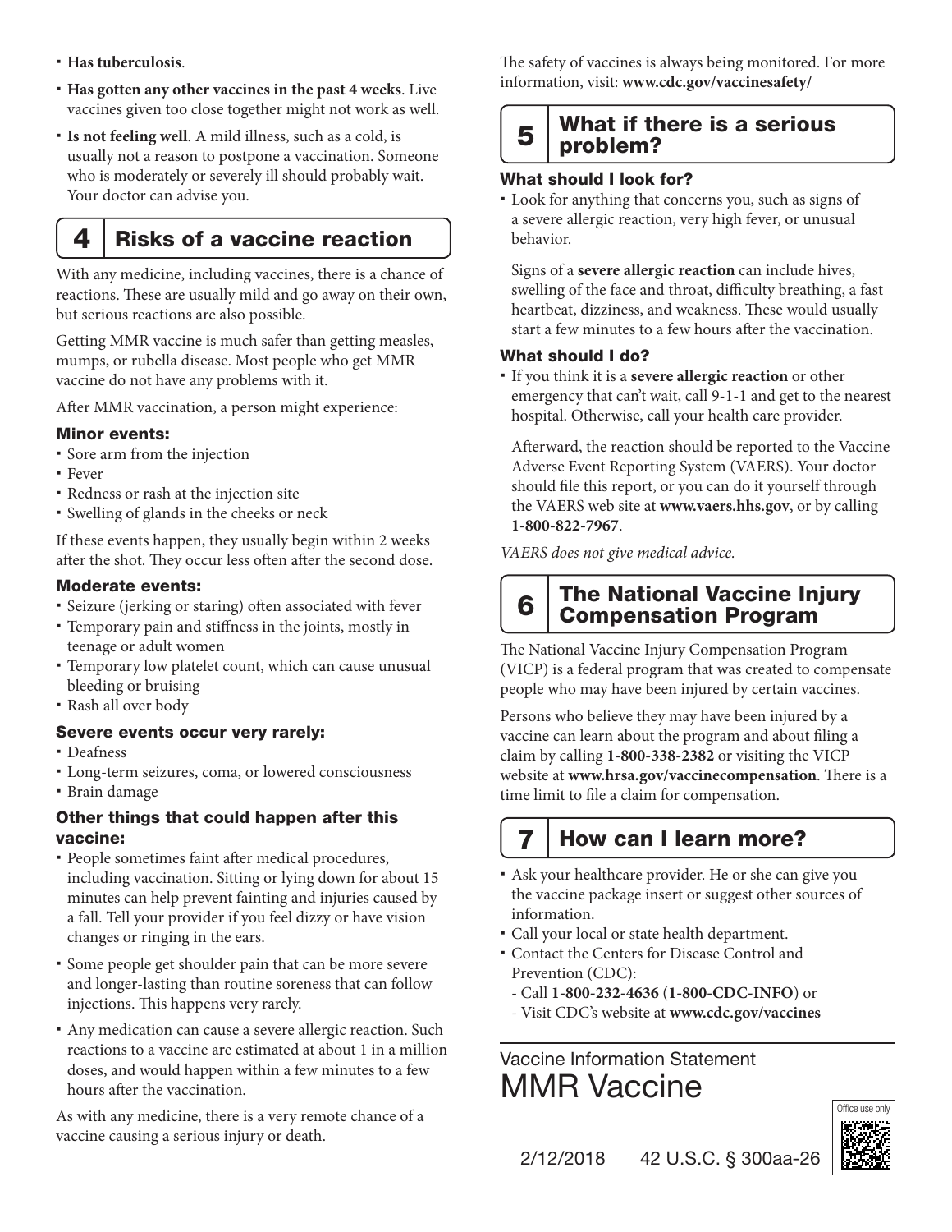- **Has tuberculosis**.
- **Has gotten any other vaccines in the past 4 weeks**. Live vaccines given too close together might not work as well.
- **Is not feeling well**. A mild illness, such as a cold, is usually not a reason to postpone a vaccination. Someone who is moderately or severely ill should probably wait. Your doctor can advise you.

## 4 Risks of a vaccine reaction

With any medicine, including vaccines, there is a chance of reactions. These are usually mild and go away on their own, but serious reactions are also possible.

Getting MMR vaccine is much safer than getting measles, mumps, or rubella disease. Most people who get MMR vaccine do not have any problems with it.

After MMR vaccination, a person might experience:

### Minor events:

- Sore arm from the injection
- Fever
- Redness or rash at the injection site
- Swelling of glands in the cheeks or neck

If these events happen, they usually begin within 2 weeks after the shot. They occur less often after the second dose.

### Moderate events:

- Seizure (jerking or staring) often associated with fever
- Temporary pain and stiffness in the joints, mostly in teenage or adult women
- Temporary low platelet count, which can cause unusual bleeding or bruising
- Rash all over body

### Severe events occur very rarely:

- Deafness
- Long-term seizures, coma, or lowered consciousness
- Brain damage

### Other things that could happen after this vaccine:

- People sometimes faint after medical procedures, including vaccination. Sitting or lying down for about 15 minutes can help prevent fainting and injuries caused by a fall. Tell your provider if you feel dizzy or have vision changes or ringing in the ears.
- Some people get shoulder pain that can be more severe and longer-lasting than routine soreness that can follow injections. This happens very rarely.
- Any medication can cause a severe allergic reaction. Such reactions to a vaccine are estimated at about 1 in a million doses, and would happen within a few minutes to a few hours after the vaccination.

As with any medicine, there is a very remote chance of a vaccine causing a serious injury or death.

The safety of vaccines is always being monitored. For more information, visit: **www.cdc.gov/vaccinesafety/**

## 5 What if there is a serious problem?

### What should I look for?

- Look for anything that concerns you, such as signs of a severe allergic reaction, very high fever, or unusual behavior.

  Signs of a **severe allergic reaction** can include hives, swelling of the face and throat, difficulty breathing, a fast heartbeat, dizziness, and weakness. These would usually start a few minutes to a few hours after the vaccination.

### What should I do?

- If you think it is a **severe allergic reaction** or other emergency that can't wait, call 9-1-1 and get to the nearest hospital. Otherwise, call your health care provider.

  Afterward, the reaction should be reported to the Vaccine Adverse Event Reporting System (VAERS). Your doctor should file this report, or you can do it yourself through the VAERS web site at **www.vaers.hhs.gov**, or by calling **1-800-822-7967**.

*VAERS does not give medical advice.*

## 6 The National Vaccine Injury Compensation Program

The National Vaccine Injury Compensation Program (VICP) is a federal program that was created to compensate people who may have been injured by certain vaccines.

Persons who believe they may have been injured by a vaccine can learn about the program and about filing a claim by calling **1-800-338-2382** or visiting the VICP website at **www.hrsa.gov/vaccinecompensation**. There is a time limit to file a claim for compensation.

## 7 How can I learn more?

- Ask your healthcare provider. He or she can give you the vaccine package insert or suggest other sources of information.
- Call your local or state health department.
- Contact the Centers for Disease Control and Prevention (CDC):
  - Call **1-800-232-4636** (**1-800-CDC-INFO**) or
  - Visit CDC's website at **www.cdc.gov/vaccines**

Vaccine Information Statement

# MMR Vaccine

Office use only

2/12/2018 | 42 U.S.C. § 300aa-26